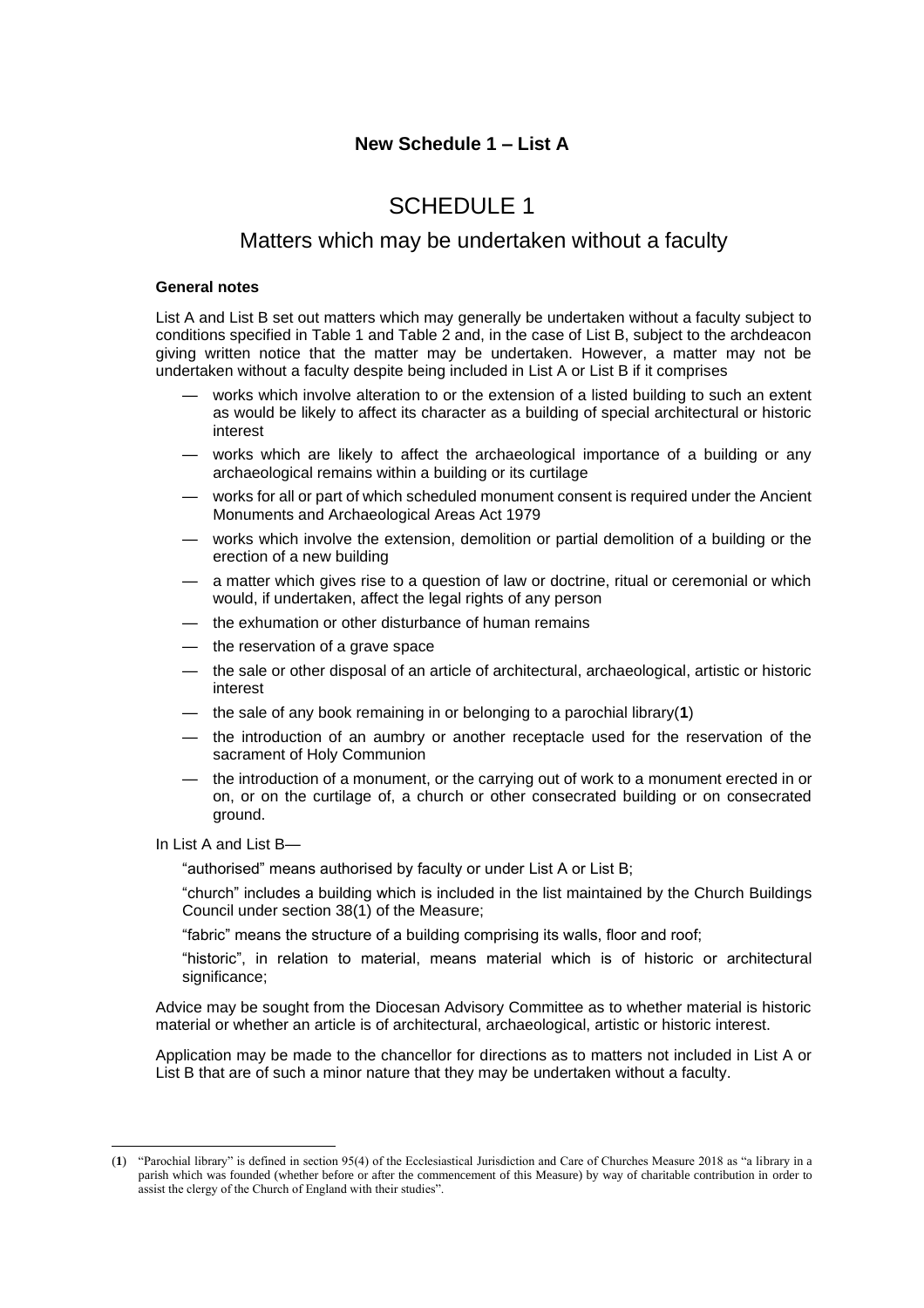## New Schedule 1 – List A

# SCHEDULE 1

## Matters which may be undertaken without a faculty

**General notes**

List A and List B set out matters which may generally be undertaken without a faculty subject to conditions specified in Table 1 and Table 2 and, in the case of List B, subject to the archdeacon giving written notice that the matter may be undertaken. However, a matter may not be undertaken without a faculty despite being included in List A or List B if it comprises

- works which involve alteration to or the extension of a listed building to such an extent as would be likely to affect its character as a building of special architectural or historic interest
- works which are likely to affect the archaeological importance of a building or any archaeological remains within a building or its curtilage
- works for all or part of which scheduled monument consent is required under the Ancient Monuments and Archaeological Areas Act 1979
- works which involve the extension, demolition or partial demolition of a building or the erection of a new building
- a matter which gives rise to a question of law or doctrine, ritual or ceremonial or which would, if undertaken, affect the legal rights of any person
- the exhumation or other disturbance of human remains
- the reservation of a grave space
- the sale or other disposal of an article of architectural, archaeological, artistic or historic interest
- the sale of any book remaining in or belonging to a parochial library[1]
- the introduction of an aumbry or another receptacle used for the reservation of the sacrament of Holy Communion
- the introduction of a monument, or the carrying out of work to a monument erected in or on, or on the curtilage of, a church or other consecrated building or on consecrated ground.

In List A and List B—

"authorised" means authorised by faculty or under List A or List B;

"church" includes a building which is included in the list maintained by the Church Buildings Council under section 38(1) of the Measure;

"fabric" means the structure of a building comprising its walls, floor and roof;

"historic", in relation to material, means material which is of historic or architectural significance;

Advice may be sought from the Diocesan Advisory Committee as to whether material is historic material or whether an article is of architectural, archaeological, artistic or historic interest.

Application may be made to the chancellor for directions as to matters not included in List A or List B that are of such a minor nature that they may be undertaken without a faculty.

---

(**1**) "Parochial library" is defined in section 95(4) of the Ecclesiastical Jurisdiction and Care of Churches Measure 2018 as "a library in a parish which was founded (whether before or after the commencement of this Measure) by way of charitable contribution in order to assist the clergy of the Church of England with their studies".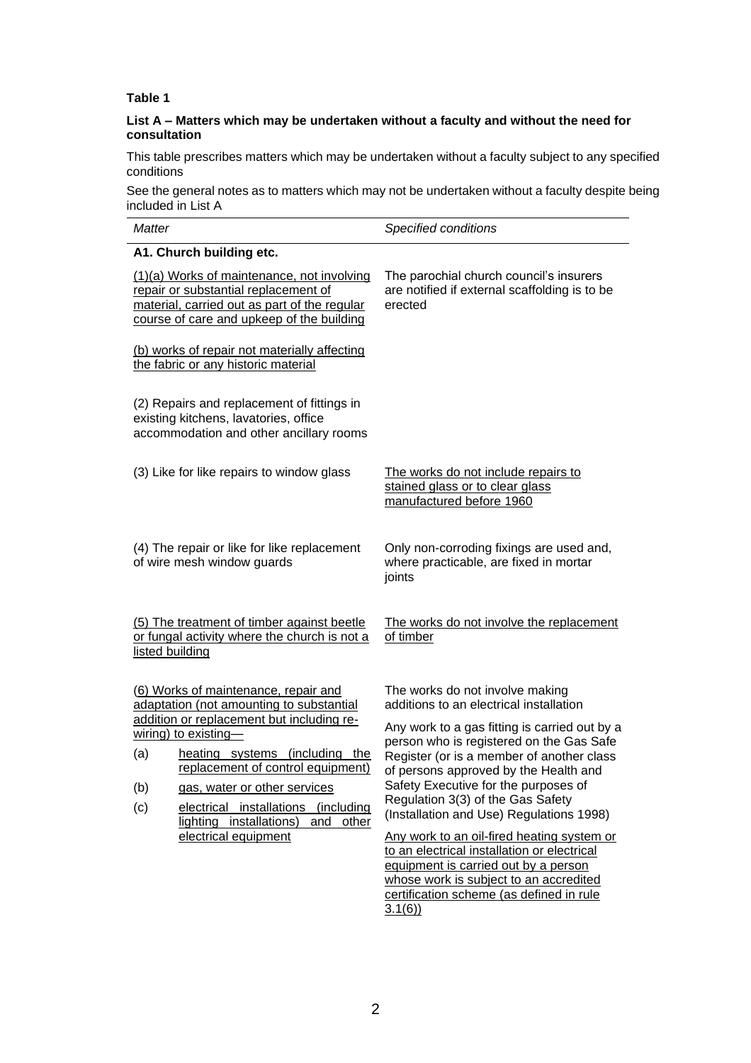**Table 1**

**List A – Matters which may be undertaken without a faculty and without the need for consultation**

This table prescribes matters which may be undertaken without a faculty subject to any specified conditions

See the general notes as to matters which may not be undertaken without a faculty despite being included in List A

| *Matter* | *Specified conditions* |
|---|---|
| **A1. Church building etc.** | |
| (1)(a) Works of maintenance, not involving repair or substantial replacement of material, carried out as part of the regular course of care and upkeep of the building<br><br>(b) works of repair not materially affecting the fabric or any historic material | The parochial church council's insurers are notified if external scaffolding is to be erected |
| (2) Repairs and replacement of fittings in existing kitchens, lavatories, office accommodation and other ancillary rooms | |
| (3) Like for like repairs to window glass | The works do not include repairs to stained glass or to clear glass manufactured before 1960 |
| (4) The repair or like for like replacement of wire mesh window guards | Only non-corroding fixings are used and, where practicable, are fixed in mortar joints |
| (5) The treatment of timber against beetle or fungal activity where the church is not a listed building | The works do not involve the replacement of timber |
| (6) Works of maintenance, repair and adaptation (not amounting to substantial addition or replacement but including re-wiring) to existing—<br>(a) heating systems (including the replacement of control equipment)<br>(b) gas, water or other services<br>(c) electrical installations (including lighting installations) and other electrical equipment | The works do not involve making additions to an electrical installation<br><br>Any work to a gas fitting is carried out by a person who is registered on the Gas Safe Register (or is a member of another class of persons approved by the Health and Safety Executive for the purposes of Regulation 3(3) of the Gas Safety (Installation and Use) Regulations 1998)<br><br>Any work to an oil-fired heating system or to an electrical installation or electrical equipment is carried out by a person whose work is subject to an accredited certification scheme (as defined in rule 3.1(6)) |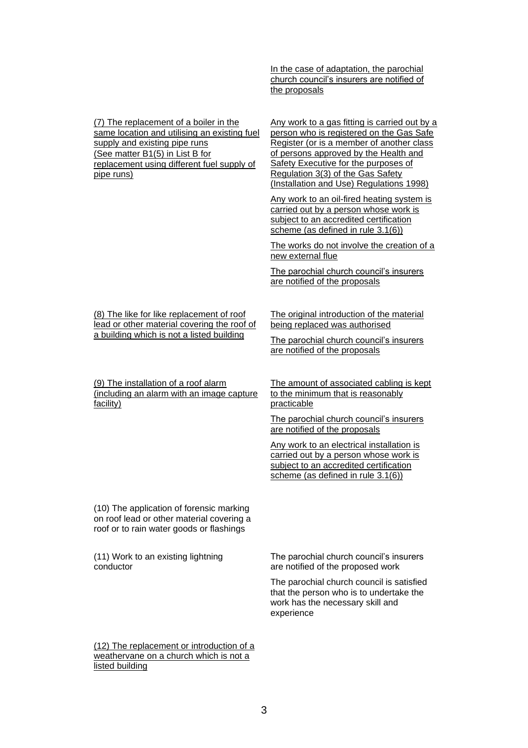| | |
|---|---|
| | In the case of adaptation, the parochial church council's insurers are notified of the proposals |
| (7) The replacement of a boiler in the same location and utilising an existing fuel supply and existing pipe runs (See matter B1(5) in List B for replacement using different fuel supply of pipe runs) | Any work to a gas fitting is carried out by a person who is registered on the Gas Safe Register (or is a member of another class of persons approved by the Health and Safety Executive for the purposes of Regulation 3(3) of the Gas Safety (Installation and Use) Regulations 1998)<br><br>Any work to an oil-fired heating system is carried out by a person whose work is subject to an accredited certification scheme (as defined in rule 3.1(6))<br><br>The works do not involve the creation of a new external flue<br><br>The parochial church council's insurers are notified of the proposals |
| (8) The like for like replacement of roof lead or other material covering the roof of a building which is not a listed building | The original introduction of the material being replaced was authorised<br><br>The parochial church council's insurers are notified of the proposals |
| (9) The installation of a roof alarm (including an alarm with an image capture facility) | The amount of associated cabling is kept to the minimum that is reasonably practicable<br><br>The parochial church council's insurers are notified of the proposals<br><br>Any work to an electrical installation is carried out by a person whose work is subject to an accredited certification scheme (as defined in rule 3.1(6)) |
| (10) The application of forensic marking on roof lead or other material covering a roof or to rain water goods or flashings | |
| (11) Work to an existing lightning conductor | The parochial church council's insurers are notified of the proposed work<br><br>The parochial church council is satisfied that the person who is to undertake the work has the necessary skill and experience |
| (12) The replacement or introduction of a weathervane on a church which is not a listed building | |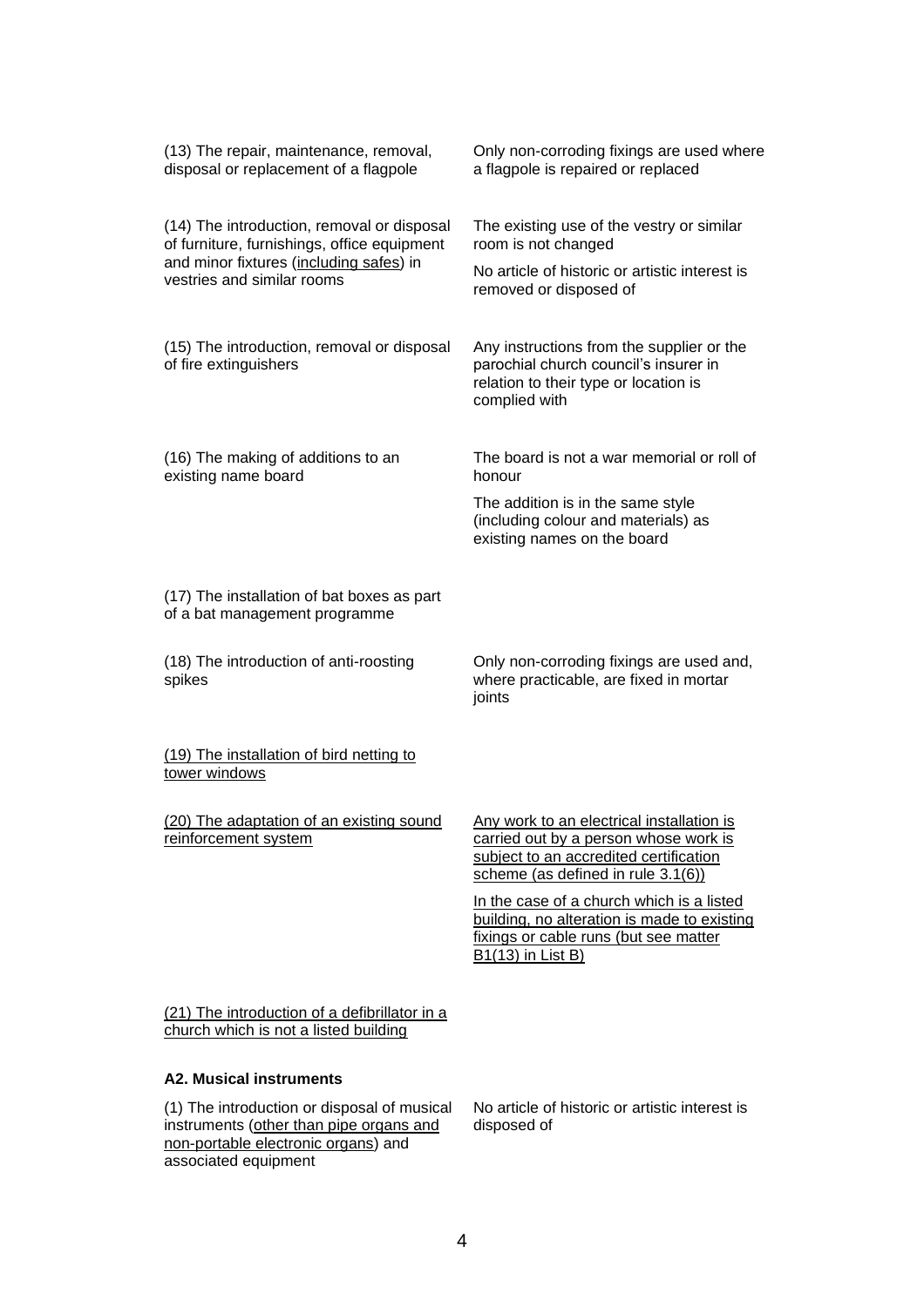| | |
|---|---|
| (13) The repair, maintenance, removal, disposal or replacement of a flagpole | Only non-corroding fixings are used where a flagpole is repaired or replaced |
| (14) The introduction, removal or disposal of furniture, furnishings, office equipment and minor fixtures (<u>including safes</u>) in vestries and similar rooms | The existing use of the vestry or similar room is not changed<br><br>No article of historic or artistic interest is removed or disposed of |
| (15) The introduction, removal or disposal of fire extinguishers | Any instructions from the supplier or the parochial church council's insurer in relation to their type or location is complied with |
| (16) The making of additions to an existing name board | The board is not a war memorial or roll of honour<br><br>The addition is in the same style (including colour and materials) as existing names on the board |
| (17) The installation of bat boxes as part of a bat management programme | |
| (18) The introduction of anti-roosting spikes | Only non-corroding fixings are used and, where practicable, are fixed in mortar joints |
| <u>(19) The installation of bird netting to tower windows</u> | |
| <u>(20) The adaptation of an existing sound reinforcement system</u> | <u>Any work to an electrical installation is carried out by a person whose work is subject to an accredited certification scheme (as defined in rule 3.1(6))</u><br><br><u>In the case of a church which is a listed building, no alteration is made to existing fixings or cable runs (but see matter B1(13) in List B)</u> |
| <u>(21) The introduction of a defibrillator in a church which is not a listed building</u> | |

**A2. Musical instruments**

| | |
|---|---|
| (1) The introduction or disposal of musical instruments (<u>other than pipe organs and non-portable electronic organs</u>) and associated equipment | No article of historic or artistic interest is disposed of |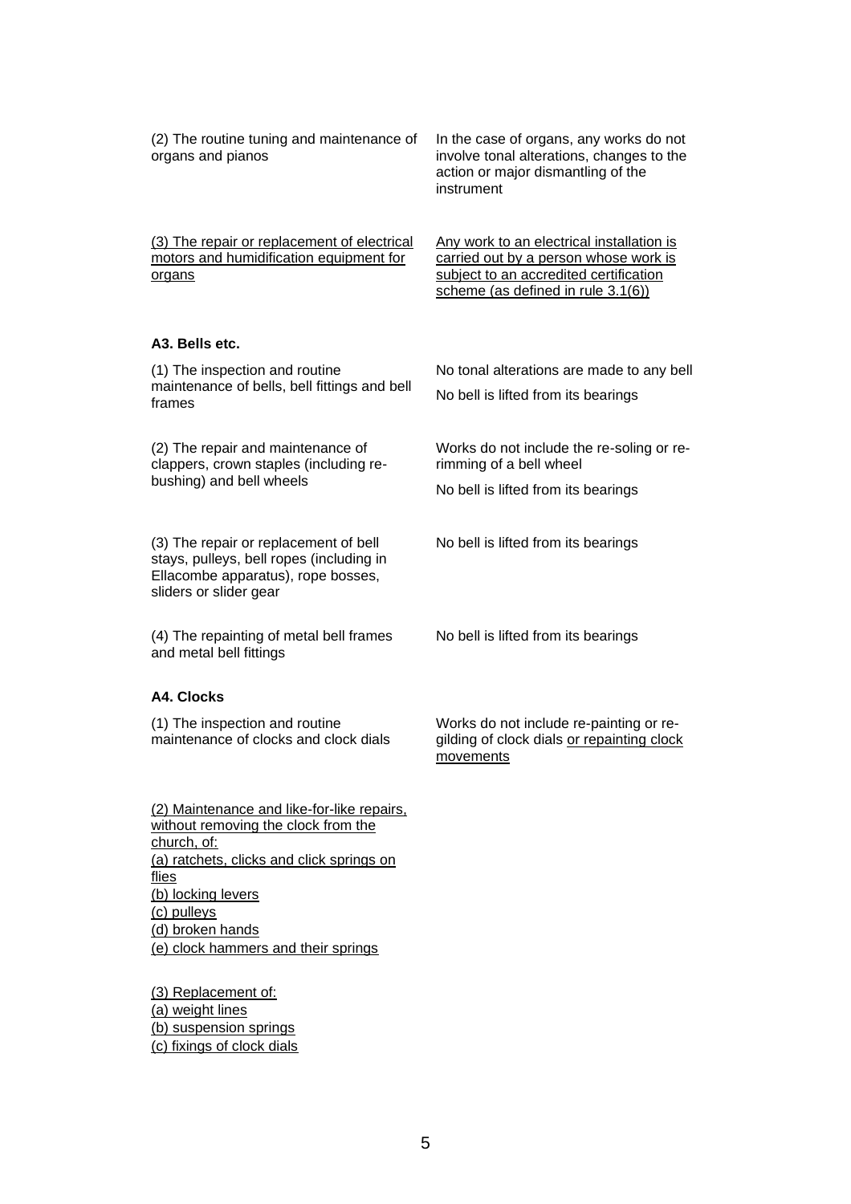| | |
|---|---|
| (2) The routine tuning and maintenance of organs and pianos | In the case of organs, any works do not involve tonal alterations, changes to the action or major dismantling of the instrument |
| <u>(3) The repair or replacement of electrical motors and humidification equipment for organs</u> | <u>Any work to an electrical installation is carried out by a person whose work is subject to an accredited certification scheme (as defined in rule 3.1(6))</u> |

**A3. Bells etc.**

| | |
|---|---|
| (1) The inspection and routine maintenance of bells, bell fittings and bell frames | No tonal alterations are made to any bell<br><br>No bell is lifted from its bearings |
| (2) The repair and maintenance of clappers, crown staples (including re-bushing) and bell wheels | Works do not include the re-soling or re-rimming of a bell wheel<br><br>No bell is lifted from its bearings |
| (3) The repair or replacement of bell stays, pulleys, bell ropes (including in Ellacombe apparatus), rope bosses, sliders or slider gear | No bell is lifted from its bearings |
| (4) The repainting of metal bell frames and metal bell fittings | No bell is lifted from its bearings |

**A4. Clocks**

| | |
|---|---|
| (1) The inspection and routine maintenance of clocks and clock dials | Works do not include re-painting or re-gilding of clock dials <u>or repainting clock movements</u> |
| <u>(2) Maintenance and like-for-like repairs, without removing the clock from the church, of:</u><br><u>(a) ratchets, clicks and click springs on flies</u><br><u>(b) locking levers</u><br><u>(c) pulleys</u><br><u>(d) broken hands</u><br><u>(e) clock hammers and their springs</u> | |
| <u>(3) Replacement of:</u><br><u>(a) weight lines</u><br><u>(b) suspension springs</u><br><u>(c) fixings of clock dials</u> | |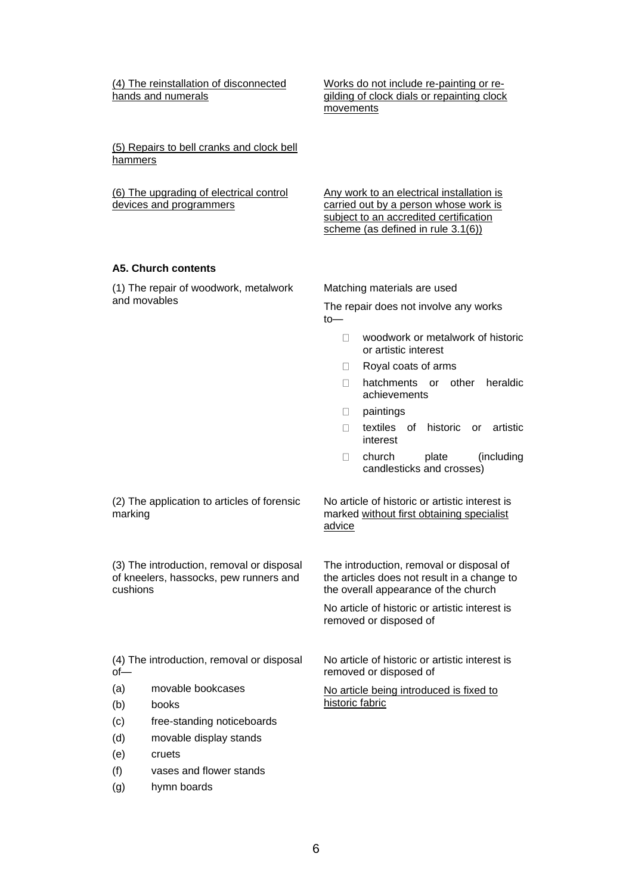| | |
|---|---|
| <u>(4) The reinstallation of disconnected hands and numerals</u> | <u>Works do not include re-painting or re-gilding of clock dials or repainting clock movements</u> |
| <u>(5) Repairs to bell cranks and clock bell hammers</u> | |
| <u>(6) The upgrading of electrical control devices and programmers</u> | <u>Any work to an electrical installation is carried out by a person whose work is subject to an accredited certification scheme (as defined in rule 3.1(6))</u> |

**A5. Church contents**

| | |
|---|---|
| (1) The repair of woodwork, metalwork and movables | Matching materials are used<br><br>The repair does not involve any works to—<br>• woodwork or metalwork of historic or artistic interest<br>• Royal coats of arms<br>• hatchments or other heraldic achievements<br>• paintings<br>• textiles of historic or artistic interest<br>• church plate (including candlesticks and crosses) |
| (2) The application to articles of forensic marking | No article of historic or artistic interest is marked <u>without first obtaining specialist advice</u> |
| (3) The introduction, removal or disposal of kneelers, hassocks, pew runners and cushions | The introduction, removal or disposal of the articles does not result in a change to the overall appearance of the church<br><br>No article of historic or artistic interest is removed or disposed of |
| (4) The introduction, removal or disposal of—<br>(a) movable bookcases<br>(b) books<br>(c) free-standing noticeboards<br>(d) movable display stands<br>(e) cruets<br>(f) vases and flower stands<br>(g) hymn boards | No article of historic or artistic interest is removed or disposed of<br><br><u>No article being introduced is fixed to historic fabric</u> |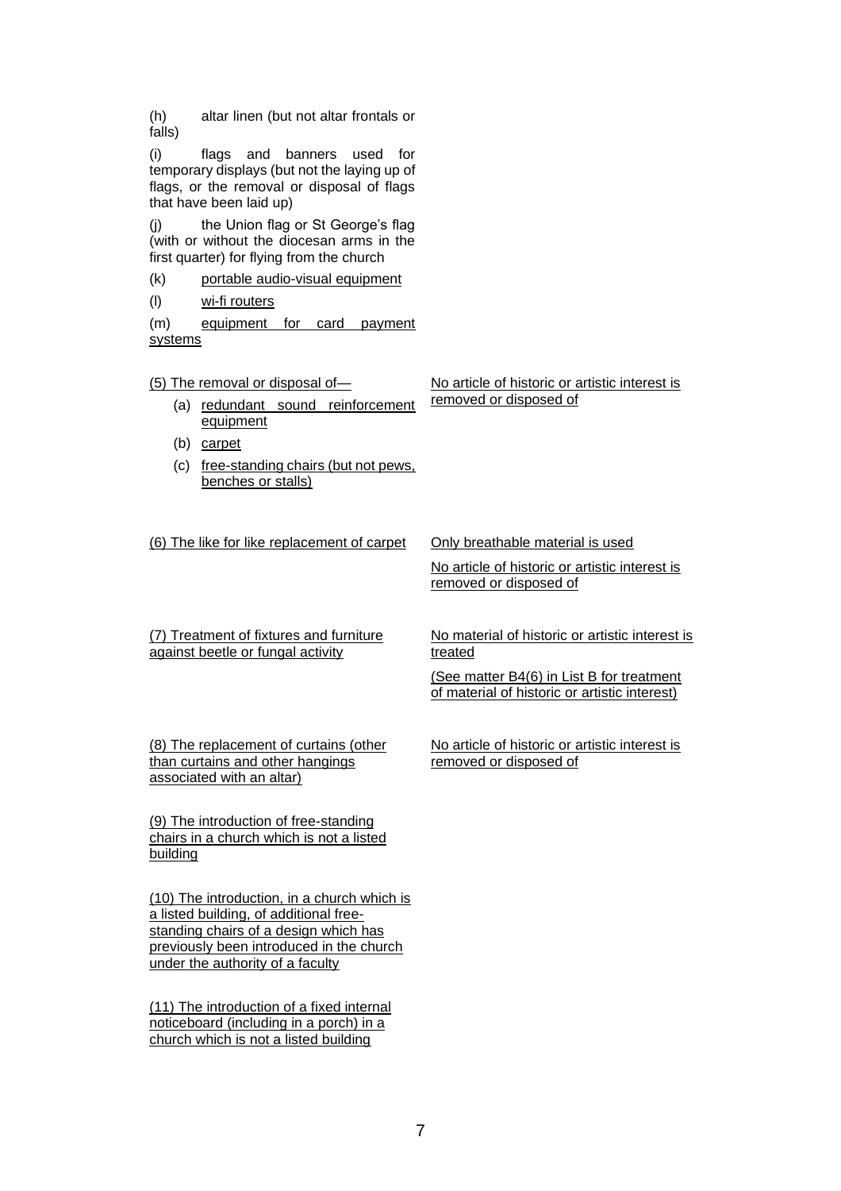| | |
|---|---|
| (h) altar linen (but not altar frontals or falls)<br><br>(i) flags and banners used for temporary displays (but not the laying up of flags, or the removal or disposal of flags that have been laid up)<br><br>(j) the Union flag or St George's flag (with or without the diocesan arms in the first quarter) for flying from the church<br><br>(k) portable audio-visual equipment<br><br>(l) wi-fi routers<br><br>(m) equipment for card payment systems | |
| (5) The removal or disposal of—<br>(a) redundant sound reinforcement equipment<br>(b) carpet<br>(c) free-standing chairs (but not pews, benches or stalls) | No article of historic or artistic interest is removed or disposed of |
| (6) The like for like replacement of carpet | Only breathable material is used<br><br>No article of historic or artistic interest is removed or disposed of |
| (7) Treatment of fixtures and furniture against beetle or fungal activity | No material of historic or artistic interest is treated<br><br>(See matter B4(6) in List B for treatment of material of historic or artistic interest) |
| (8) The replacement of curtains (other than curtains and other hangings associated with an altar) | No article of historic or artistic interest is removed or disposed of |
| (9) The introduction of free-standing chairs in a church which is not a listed building | |
| (10) The introduction, in a church which is a listed building, of additional free-standing chairs of a design which has previously been introduced in the church under the authority of a faculty | |
| (11) The introduction of a fixed internal noticeboard (including in a porch) in a church which is not a listed building | |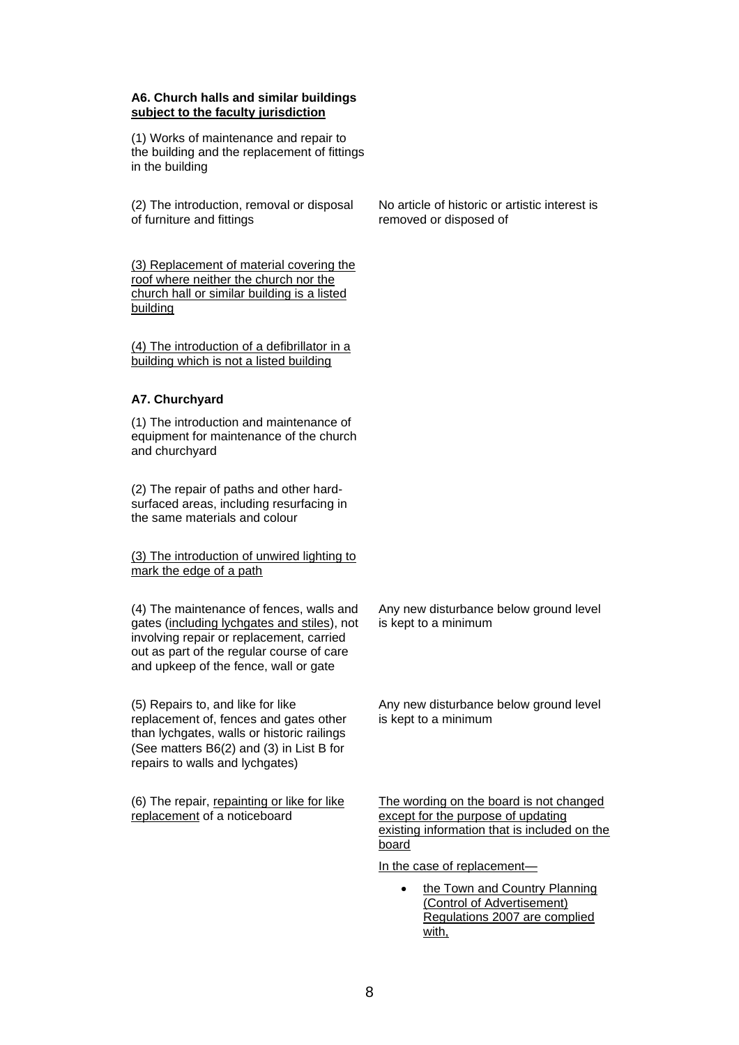**A6. Church halls and similar buildings <u>subject to the faculty jurisdiction</u>**

| | |
|---|---|
| (1) Works of maintenance and repair to the building and the replacement of fittings in the building | |
| (2) The introduction, removal or disposal of furniture and fittings | No article of historic or artistic interest is removed or disposed of |
| <u>(3) Replacement of material covering the roof where neither the church nor the church hall or similar building is a listed building</u> | |
| <u>(4) The introduction of a defibrillator in a building which is not a listed building</u> | |

**A7. Churchyard**

| | |
|---|---|
| (1) The introduction and maintenance of equipment for maintenance of the church and churchyard | |
| (2) The repair of paths and other hard-surfaced areas, including resurfacing in the same materials and colour | |
| <u>(3) The introduction of unwired lighting to mark the edge of a path</u> | |
| (4) The maintenance of fences, walls and gates (<u>including lychgates and stiles</u>), not involving repair or replacement, carried out as part of the regular course of care and upkeep of the fence, wall or gate | Any new disturbance below ground level is kept to a minimum |
| (5) Repairs to, and like for like replacement of, fences and gates other than lychgates, walls or historic railings (See matters B6(2) and (3) in List B for repairs to walls and lychgates) | Any new disturbance below ground level is kept to a minimum |
| (6) The repair, <u>repainting or like for like replacement</u> of a noticeboard | <u>The wording on the board is not changed except for the purpose of updating existing information that is included on the board</u><br><br><u>In the case of replacement—</u><br><br>• <u>the Town and Country Planning (Control of Advertisement) Regulations 2007 are complied with,</u> |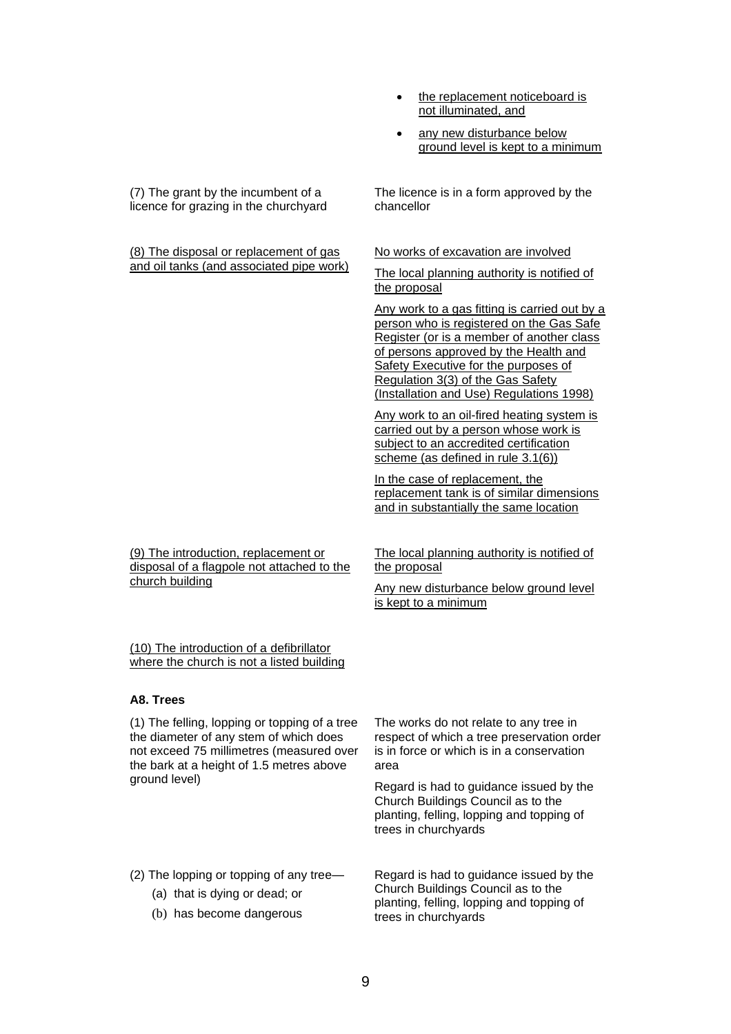| | |
|---|---|
| | • the replacement noticeboard is not illuminated, and<br>• any new disturbance below ground level is kept to a minimum |
| (7) The grant by the incumbent of a licence for grazing in the churchyard | The licence is in a form approved by the chancellor |
| (8) The disposal or replacement of gas and oil tanks (and associated pipe work) | No works of excavation are involved<br><br>The local planning authority is notified of the proposal<br><br>Any work to a gas fitting is carried out by a person who is registered on the Gas Safe Register (or is a member of another class of persons approved by the Health and Safety Executive for the purposes of Regulation 3(3) of the Gas Safety (Installation and Use) Regulations 1998)<br><br>Any work to an oil-fired heating system is carried out by a person whose work is subject to an accredited certification scheme (as defined in rule 3.1(6))<br><br>In the case of replacement, the replacement tank is of similar dimensions and in substantially the same location |
| (9) The introduction, replacement or disposal of a flagpole not attached to the church building | The local planning authority is notified of the proposal<br><br>Any new disturbance below ground level is kept to a minimum |
| (10) The introduction of a defibrillator where the church is not a listed building | |

**A8. Trees**

| | |
|---|---|
| (1) The felling, lopping or topping of a tree the diameter of any stem of which does not exceed 75 millimetres (measured over the bark at a height of 1.5 metres above ground level) | The works do not relate to any tree in respect of which a tree preservation order is in force or which is in a conservation area<br><br>Regard is had to guidance issued by the Church Buildings Council as to the planting, felling, lopping and topping of trees in churchyards |
| (2) The lopping or topping of any tree—<br>(a) that is dying or dead; or<br>(b) has become dangerous | Regard is had to guidance issued by the Church Buildings Council as to the planting, felling, lopping and topping of trees in churchyards |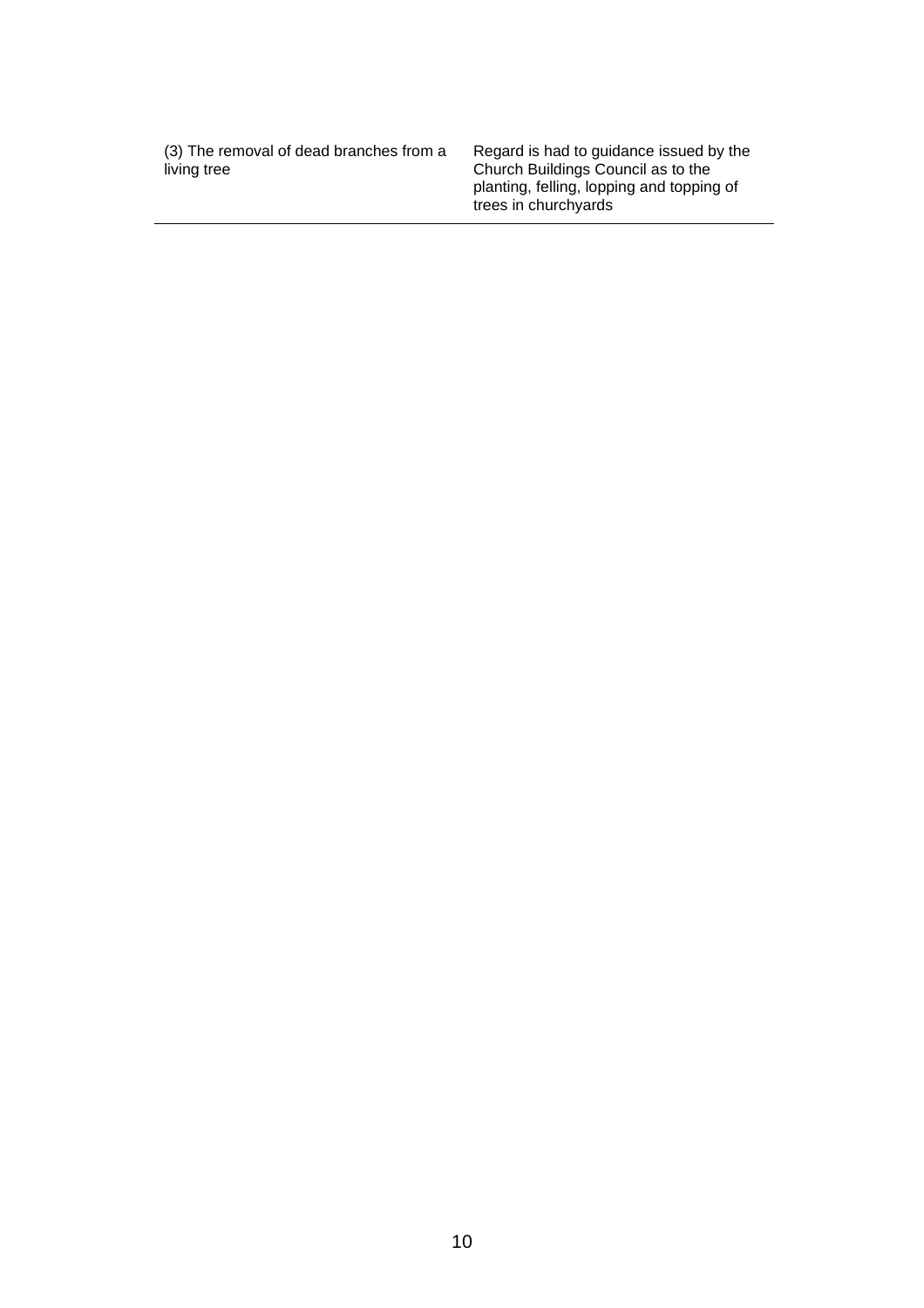| | |
|---|---|
| (3) The removal of dead branches from a living tree | Regard is had to guidance issued by the Church Buildings Council as to the planting, felling, lopping and topping of trees in churchyards |